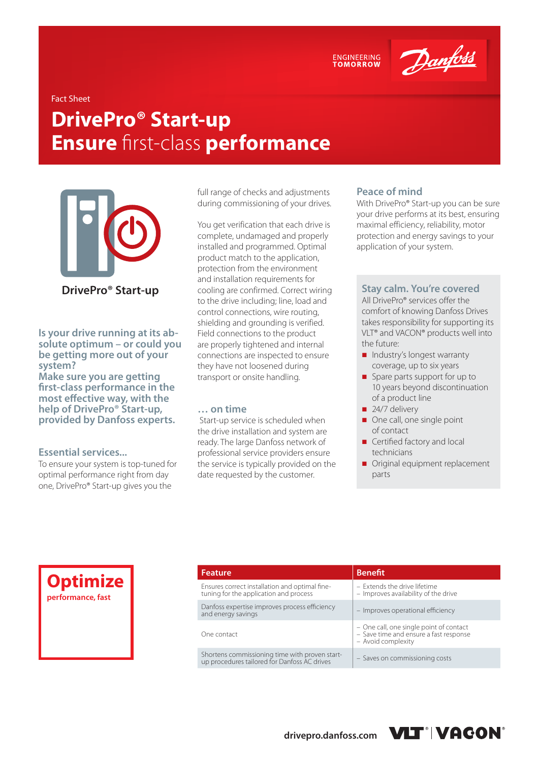Fact Sheet

# DrivePro® Start-up
# Ensure first-class performance

DrivePro® Start-up

**Is your drive running at its absolute optimum – or could you be getting more out of your system?**
**Make sure you are getting first-class performance in the most effective way, with the help of DrivePro® Start-up, provided by Danfoss experts.**

## Essential services...

To ensure your system is top-tuned for optimal performance right from day one, DrivePro® Start-up gives you the full range of checks and adjustments during commissioning of your drives.

You get verification that each drive is complete, undamaged and properly installed and programmed. Optimal product match to the application, protection from the environment and installation requirements for cooling are confirmed. Correct wiring to the drive including; line, load and control connections, wire routing, shielding and grounding is verified. Field connections to the product are properly tightened and internal connections are inspected to ensure they have not loosened during transport or onsite handling.

## … on time

Start-up service is scheduled when the drive installation and system are ready. The large Danfoss network of professional service providers ensure the service is typically provided on the date requested by the customer.

## Peace of mind

With DrivePro® Start-up you can be sure your drive performs at its best, ensuring maximal efficiency, reliability, motor protection and energy savings to your application of your system.

## Stay calm. You're covered

All DrivePro® services offer the comfort of knowing Danfoss Drives takes responsibility for supporting its VLT® and VACON® products well into the future:

- Industry's longest warranty coverage, up to six years
- Spare parts support for up to 10 years beyond discontinuation of a product line
- 24/7 delivery
- One call, one single point of contact
- Certified factory and local technicians
- Original equipment replacement parts

**Optimize**
performance, fast

| Feature | Benefit |
|---|---|
| Ensures correct installation and optimal fine-tuning for the application and process | – Extends the drive lifetime<br>– Improves availability of the drive |
| Danfoss expertise improves process efficiency and energy savings | – Improves operational efficiency |
| One contact | – One call, one single point of contact<br>– Save time and ensure a fast response<br>– Avoid complexity |
| Shortens commissioning time with proven start-up procedures tailored for Danfoss AC drives | – Saves on commissioning costs |

drivepro.danfoss.com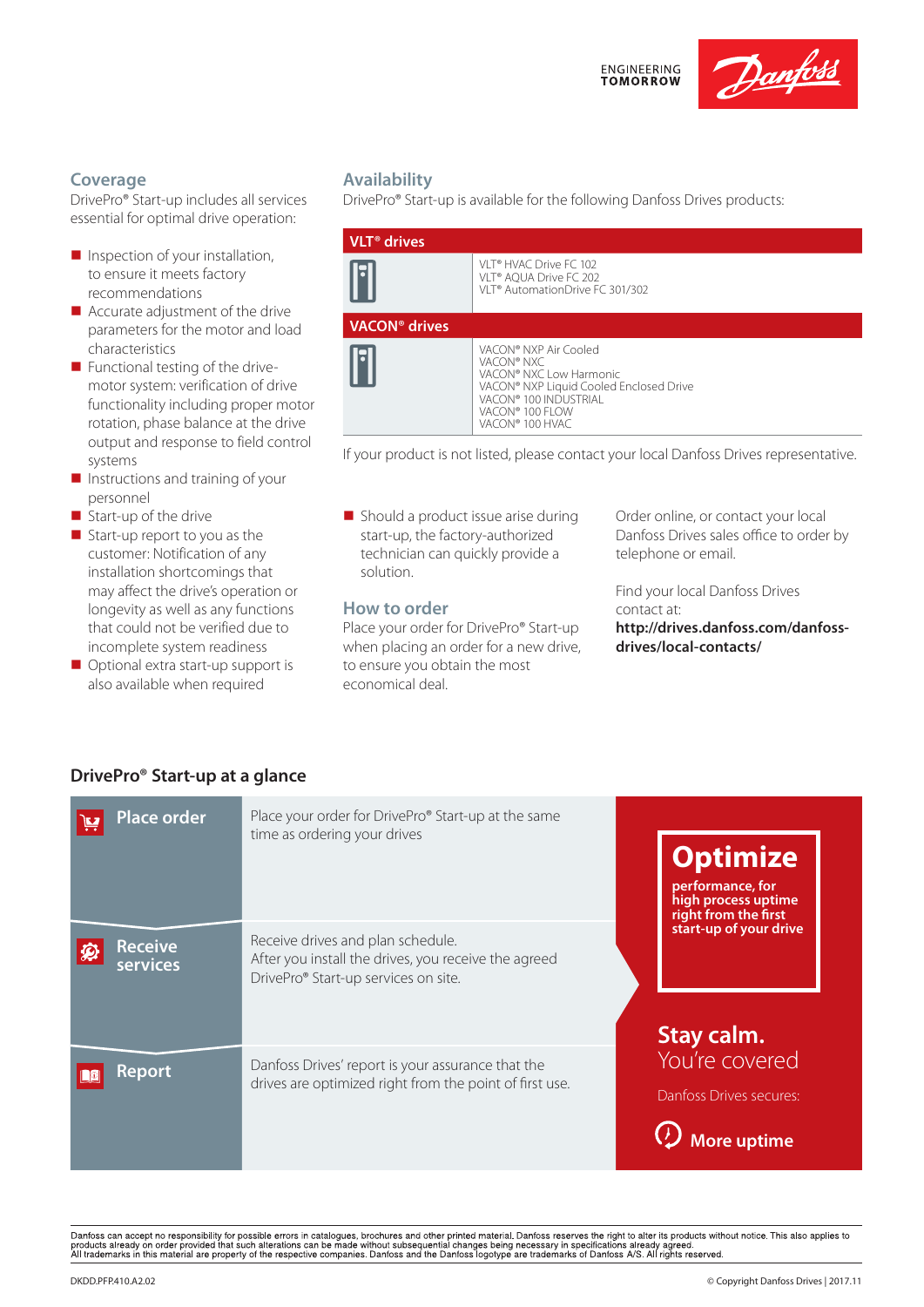## Coverage

DrivePro® Start-up includes all services essential for optimal drive operation:

- Inspection of your installation, to ensure it meets factory recommendations
- Accurate adjustment of the drive parameters for the motor and load characteristics
- Functional testing of the drive-motor system: verification of drive functionality including proper motor rotation, phase balance at the drive output and response to field control systems
- Instructions and training of your personnel
- Start-up of the drive
- Start-up report to you as the customer: Notification of any installation shortcomings that may affect the drive's operation or longevity as well as any functions that could not be verified due to incomplete system readiness
- Optional extra start-up support is also available when required
- Should a product issue arise during start-up, the factory-authorized technician can quickly provide a solution.

## Availability

DrivePro® Start-up is available for the following Danfoss Drives products:

| VLT® drives |
|---|
| VLT® HVAC Drive FC 102<br>VLT® AQUA Drive FC 202<br>VLT® AutomationDrive FC 301/302 |
| **VACON® drives** |
| VACON® NXP Air Cooled<br>VACON® NXC<br>VACON® NXC Low Harmonic<br>VACON® NXP Liquid Cooled Enclosed Drive<br>VACON® 100 INDUSTRIAL<br>VACON® 100 FLOW<br>VACON® 100 HVAC |

If your product is not listed, please contact your local Danfoss Drives representative.

## How to order

Place your order for DrivePro® Start-up when placing an order for a new drive, to ensure you obtain the most economical deal.

Order online, or contact your local Danfoss Drives sales office to order by telephone or email.

Find your local Danfoss Drives contact at:
**http://drives.danfoss.com/danfoss-drives/local-contacts/**

## DrivePro® Start-up at a glance

| | |
|---|---|
| **Place order** | Place your order for DrivePro® Start-up at the same time as ordering your drives |
| **Receive services** | Receive drives and plan schedule. After you install the drives, you receive the agreed DrivePro® Start-up services on site. |
| **Report** | Danfoss Drives' report is your assurance that the drives are optimized right from the point of first use. |

**Optimize**
**performance, for high process uptime right from the first start-up of your drive**

**Stay calm.**
You're covered

Danfoss Drives secures:

**More uptime**

Danfoss can accept no responsibility for possible errors in catalogues, brochures and other printed material. Danfoss reserves the right to alter its products without notice. This also applies to products already on order provided that such alterations can be made without subsequential changes being necessary in specifications already agreed.
All trademarks in this material are property of the respective companies. Danfoss and the Danfoss logotype are trademarks of Danfoss A/S. All rights reserved.

DKDD.PFP.410.A2.02

© Copyright Danfoss Drives | 2017.11